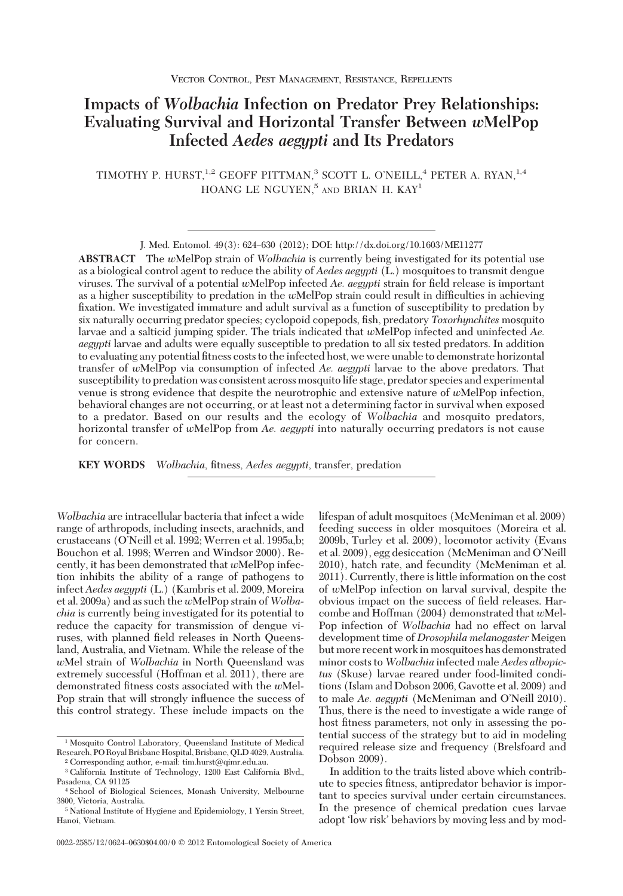VECTOR CONTROL, PEST MANAGEMENT, RESISTANCE, REPELLENTS

# Impacts of *Wolbachia* Infection on Predator Prey Relationships: Evaluating Survival and Horizontal Transfer Between *w*MelPop Infected *Aedes aegypti* and Its Predators

TIMOTHY P. HURST,[1,2] GEOFF PITTMAN,[3] SCOTT L. O'NEILL,[4] PETER A. RYAN,[1,4] HOANG LE NGUYEN,[5] AND BRIAN H. KAY[1]

J. Med. Entomol. 49(3): 624–630 (2012); DOI: http://dx.doi.org/10.1603/ME11277

**ABSTRACT** The *w*MelPop strain of *Wolbachia* is currently being investigated for its potential use as a biological control agent to reduce the ability of *Aedes aegypti* (L.) mosquitoes to transmit dengue viruses. The survival of a potential *w*MelPop infected *Ae. aegypti* strain for field release is important as a higher susceptibility to predation in the *w*MelPop strain could result in difficulties in achieving fixation. We investigated immature and adult survival as a function of susceptibility to predation by six naturally occurring predator species; cyclopoid copepods, fish, predatory *Toxorhynchites* mosquito larvae and a salticid jumping spider. The trials indicated that *w*MelPop infected and uninfected *Ae. aegypti* larvae and adults were equally susceptible to predation to all six tested predators. In addition to evaluating any potential fitness costs to the infected host, we were unable to demonstrate horizontal transfer of *w*MelPop via consumption of infected *Ae. aegypti* larvae to the above predators. That susceptibility to predation was consistent across mosquito life stage, predator species and experimental venue is strong evidence that despite the neurotrophic and extensive nature of *w*MelPop infection, behavioral changes are not occurring, or at least not a determining factor in survival when exposed to a predator. Based on our results and the ecology of *Wolbachia* and mosquito predators, horizontal transfer of *w*MelPop from *Ae. aegypti* into naturally occurring predators is not cause for concern.

**KEY WORDS** *Wolbachia*, fitness, *Aedes aegypti*, transfer, predation

*Wolbachia* are intracellular bacteria that infect a wide range of arthropods, including insects, arachnids, and crustaceans (O'Neill et al. 1992; Werren et al. 1995a,b; Bouchon et al. 1998; Werren and Windsor 2000). Recently, it has been demonstrated that *w*MelPop infection inhibits the ability of a range of pathogens to infect *Aedes aegypti* (L.) (Kambris et al. 2009, Moreira et al. 2009a) and as such the *w*MelPop strain of *Wolbachia* is currently being investigated for its potential to reduce the capacity for transmission of dengue viruses, with planned field releases in North Queensland, Australia, and Vietnam. While the release of the *w*Mel strain of *Wolbachia* in North Queensland was extremely successful (Hoffman et al. 2011), there are demonstrated fitness costs associated with the *w*MelPop strain that will strongly influence the success of this control strategy. These include impacts on the lifespan of adult mosquitoes (McMeniman et al. 2009) feeding success in older mosquitoes (Moreira et al. 2009b, Turley et al. 2009), locomotor activity (Evans et al. 2009), egg desiccation (McMeniman and O'Neill 2010), hatch rate, and fecundity (McMeniman et al. 2011). Currently, there is little information on the cost of *w*MelPop infection on larval survival, despite the obvious impact on the success of field releases. Harcombe and Hoffman (2004) demonstrated that *w*MelPop infection of *Wolbachia* had no effect on larval development time of *Drosophila melanogaster* Meigen but more recent work in mosquitoes has demonstrated minor costs to *Wolbachia* infected male *Aedes albopictus* (Skuse) larvae reared under food-limited conditions (Islam and Dobson 2006, Gavotte et al. 2009) and to male *Ae. aegypti* (McMeniman and O'Neill 2010). Thus, there is the need to investigate a wide range of host fitness parameters, not only in assessing the potential success of the strategy but to aid in modeling required release size and frequency (Brelsfoard and Dobson 2009).

In addition to the traits listed above which contribute to species fitness, antipredator behavior is important to species survival under certain circumstances. In the presence of chemical predation cues larvae adopt 'low risk' behaviors by moving less and by mod-

[1] Mosquito Control Laboratory, Queensland Institute of Medical Research, PO Royal Brisbane Hospital, Brisbane, QLD 4029, Australia.
[2] Corresponding author, e-mail: tim.hurst@qimr.edu.au.
[3] California Institute of Technology, 1200 East California Blvd., Pasadena, CA 91125
[4] School of Biological Sciences, Monash University, Melbourne 3800, Victoria, Australia.
[5] National Institute of Hygiene and Epidemiology, 1 Yersin Street, Hanoi, Vietnam.

0022-2585/12/0624–0630$04.00/0 © 2012 Entomological Society of America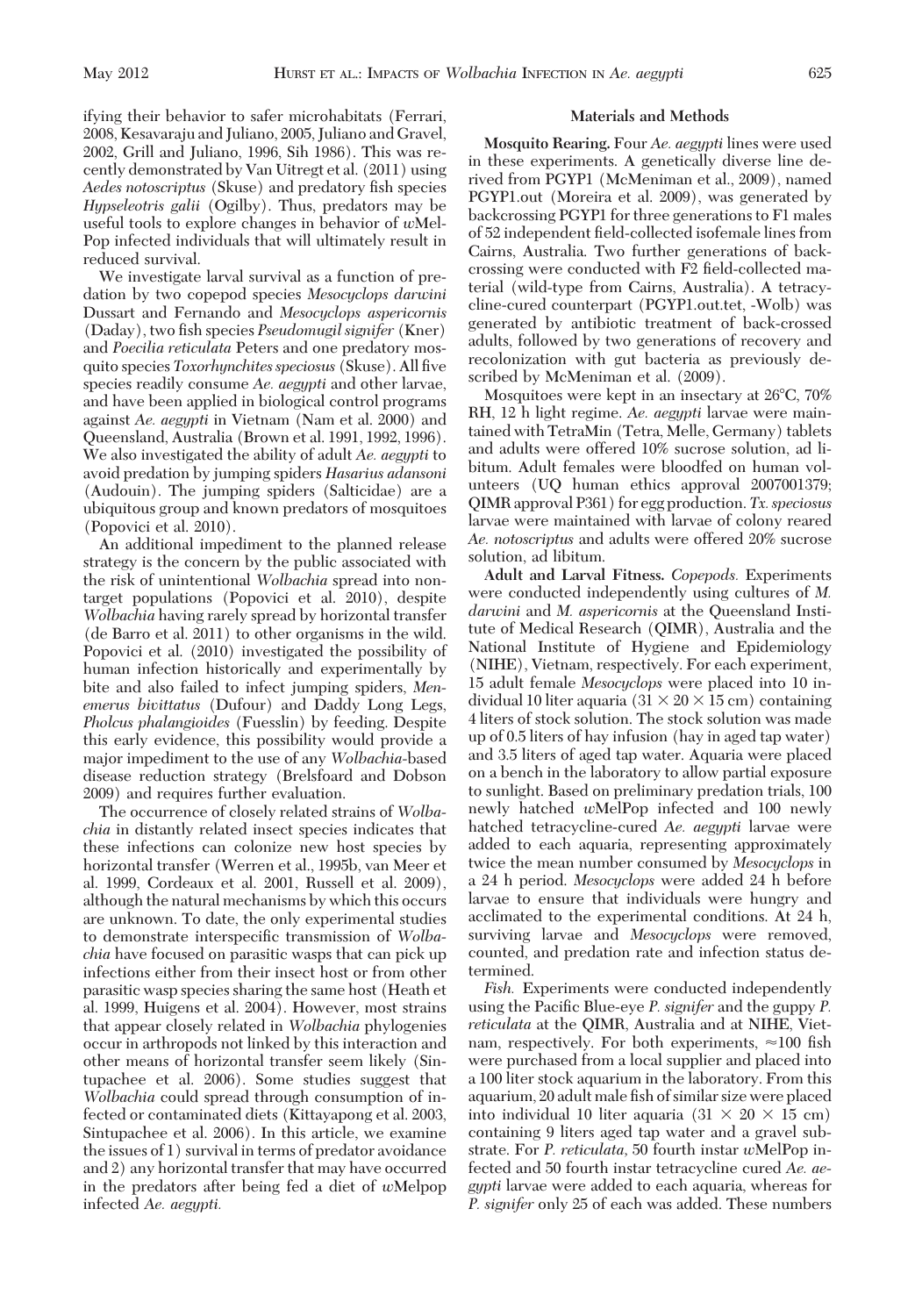ifying their behavior to safer microhabitats (Ferrari, 2008, Kesavaraju and Juliano, 2005, Juliano and Gravel, 2002, Grill and Juliano, 1996, Sih 1986). This was recently demonstrated by Van Uitregt et al. (2011) using *Aedes notoscriptus* (Skuse) and predatory fish species *Hypseleotris galii* (Ogilby). Thus, predators may be useful tools to explore changes in behavior of *w*MelPop infected individuals that will ultimately result in reduced survival.

We investigate larval survival as a function of predation by two copepod species *Mesocyclops darwini* Dussart and Fernando and *Mesocyclops aspericornis* (Daday), two fish species *Pseudomugil signifer* (Kner) and *Poecilia reticulata* Peters and one predatory mosquito species *Toxorhynchites speciosus* (Skuse). All five species readily consume *Ae. aegypti* and other larvae, and have been applied in biological control programs against *Ae. aegypti* in Vietnam (Nam et al. 2000) and Queensland, Australia (Brown et al. 1991, 1992, 1996). We also investigated the ability of adult *Ae. aegypti* to avoid predation by jumping spiders *Hasarius adansoni* (Audouin). The jumping spiders (Salticidae) are a ubiquitous group and known predators of mosquitoes (Popovici et al. 2010).

An additional impediment to the planned release strategy is the concern by the public associated with the risk of unintentional *Wolbachia* spread into nontarget populations (Popovici et al. 2010), despite *Wolbachia* having rarely spread by horizontal transfer (de Barro et al. 2011) to other organisms in the wild. Popovici et al. (2010) investigated the possibility of human infection historically and experimentally by bite and also failed to infect jumping spiders, *Menemerus bivittatus* (Dufour) and Daddy Long Legs, *Pholcus phalangioides* (Fuesslin) by feeding. Despite this early evidence, this possibility would provide a major impediment to the use of any *Wolbachia*-based disease reduction strategy (Brelsfoard and Dobson 2009) and requires further evaluation.

The occurrence of closely related strains of *Wolbachia* in distantly related insect species indicates that these infections can colonize new host species by horizontal transfer (Werren et al., 1995b, van Meer et al. 1999, Cordeaux et al. 2001, Russell et al. 2009), although the natural mechanisms by which this occurs are unknown. To date, the only experimental studies to demonstrate interspecific transmission of *Wolbachia* have focused on parasitic wasps that can pick up infections either from their insect host or from other parasitic wasp species sharing the same host (Heath et al. 1999, Huigens et al. 2004). However, most strains that appear closely related in *Wolbachia* phylogenies occur in arthropods not linked by this interaction and other means of horizontal transfer seem likely (Sintupachee et al. 2006). Some studies suggest that *Wolbachia* could spread through consumption of infected or contaminated diets (Kittayapong et al. 2003, Sintupachee et al. 2006). In this article, we examine the issues of 1) survival in terms of predator avoidance and 2) any horizontal transfer that may have occurred in the predators after being fed a diet of *w*Melpop infected *Ae. aegypti.*

## Materials and Methods

**Mosquito Rearing.** Four *Ae. aegypti* lines were used in these experiments. A genetically diverse line derived from PGYP1 (McMeniman et al., 2009), named PGYP1.out (Moreira et al. 2009), was generated by backcrossing PGYP1 for three generations to F1 males of 52 independent field-collected isofemale lines from Cairns, Australia. Two further generations of backcrossing were conducted with F2 field-collected material (wild-type from Cairns, Australia). A tetracycline-cured counterpart (PGYP1.out.tet, -Wolb) was generated by antibiotic treatment of back-crossed adults, followed by two generations of recovery and recolonization with gut bacteria as previously described by McMeniman et al. (2009).

Mosquitoes were kept in an insectary at 26°C, 70% RH, 12 h light regime. *Ae. aegypti* larvae were maintained with TetraMin (Tetra, Melle, Germany) tablets and adults were offered 10% sucrose solution, ad libitum. Adult females were bloodfed on human volunteers (UQ human ethics approval 2007001379; QIMR approval P361) for egg production. *Tx. speciosus* larvae were maintained with larvae of colony reared *Ae. notoscriptus* and adults were offered 20% sucrose solution, ad libitum.

**Adult and Larval Fitness.** *Copepods.* Experiments were conducted independently using cultures of *M. darwini* and *M. aspericornis* at the Queensland Institute of Medical Research (QIMR), Australia and the National Institute of Hygiene and Epidemiology (NIHE), Vietnam, respectively. For each experiment, 15 adult female *Mesocyclops* were placed into 10 individual 10 liter aquaria (31 × 20 × 15 cm) containing 4 liters of stock solution. The stock solution was made up of 0.5 liters of hay infusion (hay in aged tap water) and 3.5 liters of aged tap water. Aquaria were placed on a bench in the laboratory to allow partial exposure to sunlight. Based on preliminary predation trials, 100 newly hatched *w*MelPop infected and 100 newly hatched tetracycline-cured *Ae. aegypti* larvae were added to each aquaria, representing approximately twice the mean number consumed by *Mesocyclops* in a 24 h period. *Mesocyclops* were added 24 h before larvae to ensure that individuals were hungry and acclimated to the experimental conditions. At 24 h, surviving larvae and *Mesocyclops* were removed, counted, and predation rate and infection status determined.

*Fish.* Experiments were conducted independently using the Pacific Blue-eye *P. signifer* and the guppy *P. reticulata* at the QIMR, Australia and at NIHE, Vietnam, respectively. For both experiments, ≈100 fish were purchased from a local supplier and placed into a 100 liter stock aquarium in the laboratory. From this aquarium, 20 adult male fish of similar size were placed into individual 10 liter aquaria (31 × 20 × 15 cm) containing 9 liters aged tap water and a gravel substrate. For *P. reticulata*, 50 fourth instar *w*MelPop infected and 50 fourth instar tetracycline cured *Ae. aegypti* larvae were added to each aquaria, whereas for *P. signifer* only 25 of each was added. These numbers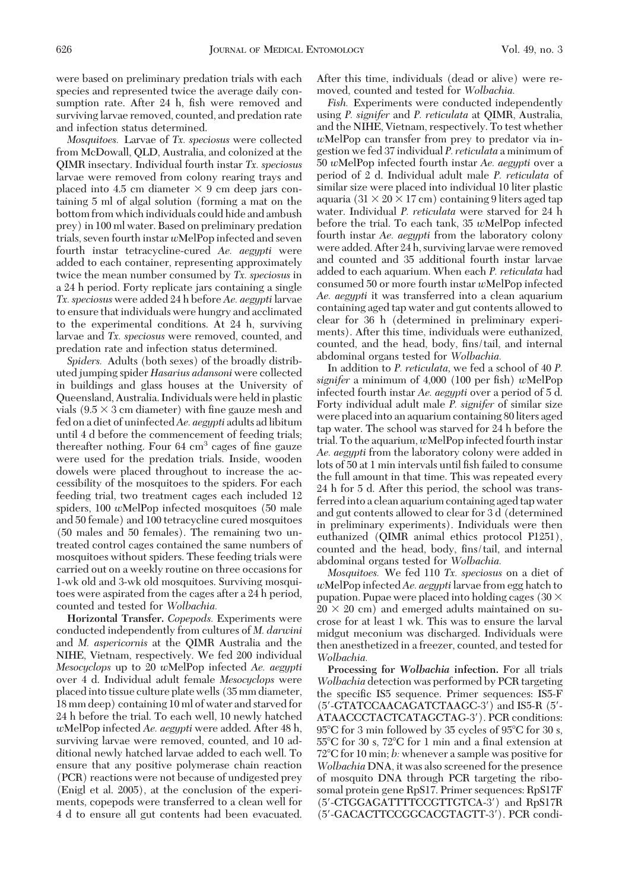were based on preliminary predation trials with each species and represented twice the average daily consumption rate. After 24 h, fish were removed and surviving larvae removed, counted, and predation rate and infection status determined.

*Mosquitoes.* Larvae of *Tx. speciosus* were collected from McDowall, QLD, Australia, and colonized at the QIMR insectary. Individual fourth instar *Tx. speciosus* larvae were removed from colony rearing trays and placed into 4.5 cm diameter × 9 cm deep jars containing 5 ml of algal solution (forming a mat on the bottom from which individuals could hide and ambush prey) in 100 ml water. Based on preliminary predation trials, seven fourth instar *w*MelPop infected and seven fourth instar tetracycline-cured *Ae. aegypti* were added to each container, representing approximately twice the mean number consumed by *Tx. speciosus* in a 24 h period. Forty replicate jars containing a single *Tx. speciosus* were added 24 h before *Ae. aegypti* larvae to ensure that individuals were hungry and acclimated to the experimental conditions. At 24 h, surviving larvae and *Tx. speciosus* were removed, counted, and predation rate and infection status determined.

*Spiders.* Adults (both sexes) of the broadly distributed jumping spider *Hasarius adansoni* were collected in buildings and glass houses at the University of Queensland, Australia. Individuals were held in plastic vials (9.5 × 3 cm diameter) with fine gauze mesh and fed on a diet of uninfected *Ae. aegypti* adults ad libitum until 4 d before the commencement of feeding trials; thereafter nothing. Four 64 $cm^3$ cages of fine gauze were used for the predation trials. Inside, wooden dowels were placed throughout to increase the accessibility of the mosquitoes to the spiders. For each feeding trial, two treatment cages each included 12 spiders, 100 *w*MelPop infected mosquitoes (50 male and 50 female) and 100 tetracycline cured mosquitoes (50 males and 50 females). The remaining two untreated control cages contained the same numbers of mosquitoes without spiders. These feeding trials were carried out on a weekly routine on three occasions for 1-wk old and 3-wk old mosquitoes. Surviving mosquitoes were aspirated from the cages after a 24 h period, counted and tested for *Wolbachia.*

**Horizontal Transfer.** *Copepods.* Experiments were conducted independently from cultures of *M. darwini* and *M. aspericornis* at the QIMR Australia and the NIHE, Vietnam, respectively. We fed 200 individual *Mesocyclops* up to 20 *w*MelPop infected *Ae. aegypti* over 4 d. Individual adult female *Mesocyclops* were placed into tissue culture plate wells (35 mm diameter, 18 mm deep) containing 10 ml of water and starved for 24 h before the trial. To each well, 10 newly hatched *w*MelPop infected *Ae. aegypti* were added. After 48 h, surviving larvae were removed, counted, and 10 additional newly hatched larvae added to each well. To ensure that any positive polymerase chain reaction (PCR) reactions were not because of undigested prey (Enigl et al. 2005), at the conclusion of the experiments, copepods were transferred to a clean well for 4 d to ensure all gut contents had been evacuated. After this time, individuals (dead or alive) were removed, counted and tested for *Wolbachia.*

*Fish.* Experiments were conducted independently using *P. signifer* and *P. reticulata* at QIMR, Australia, and the NIHE, Vietnam, respectively. To test whether *w*MelPop can transfer from prey to predator via ingestion we fed 37 individual *P. reticulata* a minimum of 50 *w*MelPop infected fourth instar *Ae. aegypti* over a period of 2 d. Individual adult male *P. reticulata* of similar size were placed into individual 10 liter plastic aquaria (31 × 20 × 17 cm) containing 9 liters aged tap water. Individual *P. reticulata* were starved for 24 h before the trial. To each tank, 35 *w*MelPop infected fourth instar *Ae. aegypti* from the laboratory colony were added. After 24 h, surviving larvae were removed and counted and 35 additional fourth instar larvae added to each aquarium. When each *P. reticulata* had consumed 50 or more fourth instar *w*MelPop infected *Ae. aegypti* it was transferred into a clean aquarium containing aged tap water and gut contents allowed to clear for 36 h (determined in preliminary experiments). After this time, individuals were euthanized, counted, and the head, body, fins/tail, and internal abdominal organs tested for *Wolbachia.*

In addition to *P. reticulata,* we fed a school of 40 *P. signifer* a minimum of 4,000 (100 per fish) *w*MelPop infected fourth instar *Ae. aegypti* over a period of 5 d. Forty individual adult male *P. signifer* of similar size were placed into an aquarium containing 80 liters aged tap water. The school was starved for 24 h before the trial. To the aquarium, *w*MelPop infected fourth instar *Ae. aegypti* from the laboratory colony were added in lots of 50 at 1 min intervals until fish failed to consume the full amount in that time. This was repeated every 24 h for 5 d. After this period, the school was transferred into a clean aquarium containing aged tap water and gut contents allowed to clear for 3 d (determined in preliminary experiments). Individuals were then euthanized (QIMR animal ethics protocol P1251), counted and the head, body, fins/tail, and internal abdominal organs tested for *Wolbachia.*

*Mosquitoes.* We fed 110 *Tx. speciosus* on a diet of *w*MelPop infected *Ae. aegypti* larvae from egg hatch to pupation. Pupae were placed into holding cages (30 × 20 × 20 cm) and emerged adults maintained on sucrose for at least 1 wk. This was to ensure the larval midgut meconium was discharged. Individuals were then anesthetized in a freezer, counted, and tested for *Wolbachia.*

**Processing for *Wolbachia* infection.** For all trials *Wolbachia* detection was performed by PCR targeting the specific IS5 sequence. Primer sequences: IS5-F (5′-GTATCCAACAGATCTAAGC-3′) and IS5-R (5′-ATAACCCTACTCATAGCTAG-3′). PCR conditions: 95°C for 3 min followed by 35 cycles of 95°C for 30 s, 55°C for 30 s, 72°C for 1 min and a final extension at 72°C for 10 min; *b:* whenever a sample was positive for *Wolbachia* DNA, it was also screened for the presence of mosquito DNA through PCR targeting the ribosomal protein gene RpS17. Primer sequences: RpS17F (5′-CTGGAGATTTTCCGTTGTCA-3′) and RpS17R (5′-GACACTTCCGGCACGTAGTT-3′). PCR condi-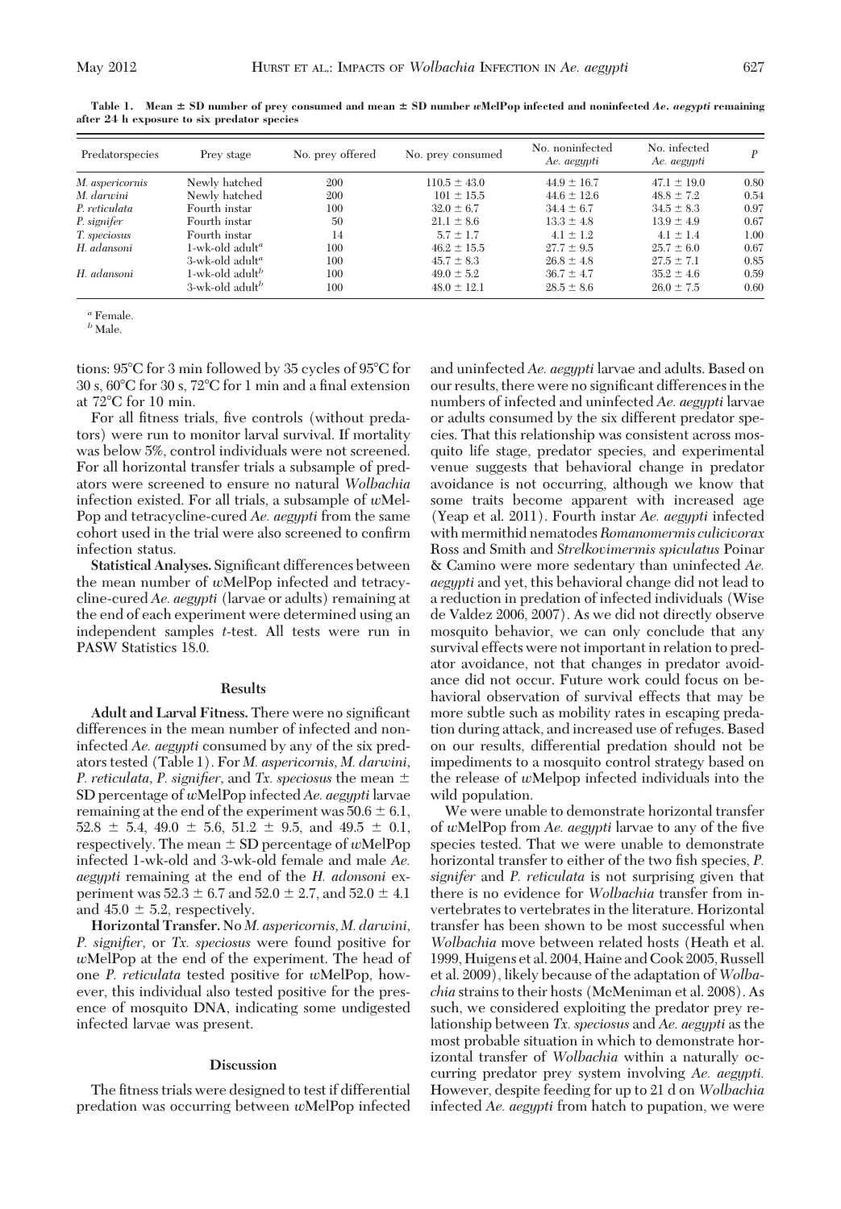**Table 1. Mean ± SD number of prey consumed and mean ± SD number *w*MelPop infected and noninfected *Ae. aegypti* remaining after 24 h exposure to six predator species**

| Predatorspecies | Prey stage | No. prey offered | No. prey consumed | No. noninfected *Ae. aegypti* | No. infected *Ae. aegypti* | *P* |
|---|---|---|---|---|---|---|
| *M. aspericornis* | Newly hatched | 200 | 110.5 ± 43.0 | 44.9 ± 16.7 | 47.1 ± 19.0 | 0.80 |
| *M. darwini* | Newly hatched | 200 | 101 ± 15.5 | 44.6 ± 12.6 | 48.8 ± 7.2 | 0.54 |
| *P. reticulata* | Fourth instar | 100 | 32.0 ± 6.7 | 34.4 ± 6.7 | 34.5 ± 8.3 | 0.97 |
| *P. signifer* | Fourth instar | 50 | 21.1 ± 8.6 | 13.3 ± 4.8 | 13.9 ± 4.9 | 0.67 |
| *T. speciosus* | Fourth instar | 14 | 5.7 ± 1.7 | 4.1 ± 1.2 | 4.1 ± 1.4 | 1.00 |
| *H. adansoni* | 1-wk-old adult[a] | 100 | 46.2 ± 15.5 | 27.7 ± 9.5 | 25.7 ± 6.0 | 0.67 |
| | 3-wk-old adult[a] | 100 | 45.7 ± 8.3 | 26.8 ± 4.8 | 27.5 ± 7.1 | 0.85 |
| *H. adansoni* | 1-wk-old adult[b] | 100 | 49.0 ± 5.2 | 36.7 ± 4.7 | 35.2 ± 4.6 | 0.59 |
| | 3-wk-old adult[b] | 100 | 48.0 ± 12.1 | 28.5 ± 8.6 | 26.0 ± 7.5 | 0.60 |

[a] Female.
[b] Male.

tions: 95°C for 3 min followed by 35 cycles of 95°C for 30 s, 60°C for 30 s, 72°C for 1 min and a final extension at 72°C for 10 min.

For all fitness trials, five controls (without predators) were run to monitor larval survival. If mortality was below 5%, control individuals were not screened. For all horizontal transfer trials a subsample of predators were screened to ensure no natural *Wolbachia* infection existed. For all trials, a subsample of *w*MelPop and tetracycline-cured *Ae. aegypti* from the same cohort used in the trial were also screened to confirm infection status.

**Statistical Analyses.** Significant differences between the mean number of *w*MelPop infected and tetracycline-cured *Ae. aegypti* (larvae or adults) remaining at the end of each experiment were determined using an independent samples *t*-test. All tests were run in PASW Statistics 18.0.

## Results

**Adult and Larval Fitness.** There were no significant differences in the mean number of infected and noninfected *Ae. aegypti* consumed by any of the six predators tested (Table 1). For *M. aspericornis*, *M. darwini*, *P. reticulata*, *P. signifer*, and *Tx. speciosus* the mean ± SD percentage of *w*MelPop infected *Ae. aegypti* larvae remaining at the end of the experiment was 50.6 ± 6.1, 52.8 ± 5.4, 49.0 ± 5.6, 51.2 ± 9.5, and 49.5 ± 0.1, respectively. The mean ± SD percentage of *w*MelPop infected 1-wk-old and 3-wk-old female and male *Ae. aegypti* remaining at the end of the *H. adonsoni* experiment was 52.3 ± 6.7 and 52.0 ± 2.7, and 52.0 ± 4.1 and 45.0 ± 5.2, respectively.

**Horizontal Transfer.** No *M. aspericornis*, *M. darwini*, *P. signifer*, or *Tx. speciosus* were found positive for *w*MelPop at the end of the experiment. The head of one *P. reticulata* tested positive for *w*MelPop, however, this individual also tested positive for the presence of mosquito DNA, indicating some undigested infected larvae was present.

## Discussion

The fitness trials were designed to test if differential predation was occurring between *w*MelPop infected and uninfected *Ae. aegypti* larvae and adults. Based on our results, there were no significant differences in the numbers of infected and uninfected *Ae. aegypti* larvae or adults consumed by the six different predator species. That this relationship was consistent across mosquito life stage, predator species, and experimental venue suggests that behavioral change in predator avoidance is not occurring, although we know that some traits become apparent with increased age (Yeap et al. 2011). Fourth instar *Ae. aegypti* infected with mermithid nematodes *Romanomermis culicivorax* Ross and Smith and *Strelkovimermis spiculatus* Poinar & Camino were more sedentary than uninfected *Ae. aegypti* and yet, this behavioral change did not lead to a reduction in predation of infected individuals (Wise de Valdez 2006, 2007). As we did not directly observe mosquito behavior, we can only conclude that any survival effects were not important in relation to predator avoidance, not that changes in predator avoidance did not occur. Future work could focus on behavioral observation of survival effects that may be more subtle such as mobility rates in escaping predation during attack, and increased use of refuges. Based on our results, differential predation should not be impediments to a mosquito control strategy based on the release of *w*Melpop infected individuals into the wild population.

We were unable to demonstrate horizontal transfer of *w*MelPop from *Ae. aegypti* larvae to any of the five species tested. That we were unable to demonstrate horizontal transfer to either of the two fish species, *P. signifer* and *P. reticulata* is not surprising given that there is no evidence for *Wolbachia* transfer from invertebrates to vertebrates in the literature. Horizontal transfer has been shown to be most successful when *Wolbachia* move between related hosts (Heath et al. 1999, Huigens et al. 2004, Haine and Cook 2005, Russell et al. 2009), likely because of the adaptation of *Wolbachia* strains to their hosts (McMeniman et al. 2008). As such, we considered exploiting the predator prey relationship between *Tx. speciosus* and *Ae. aegypti* as the most probable situation in which to demonstrate horizontal transfer of *Wolbachia* within a naturally occurring predator prey system involving *Ae. aegypti*. However, despite feeding for up to 21 d on *Wolbachia* infected *Ae. aegypti* from hatch to pupation, we were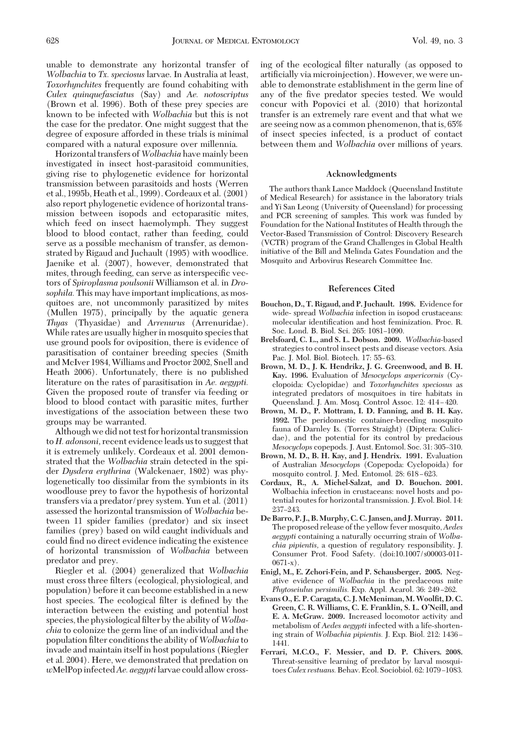unable to demonstrate any horizontal transfer of *Wolbachia* to *Tx. speciosus* larvae. In Australia at least, *Toxorhynchites* frequently are found cohabiting with *Culex quinquefasciatus* (Say) and *Ae. notoscriptus* (Brown et al. 1996). Both of these prey species are known to be infected with *Wolbachia* but this is not the case for the predator. One might suggest that the degree of exposure afforded in these trials is minimal compared with a natural exposure over millennia.

Horizontal transfers of *Wolbachia* have mainly been investigated in insect host-parasitoid communities, giving rise to phylogenetic evidence for horizontal transmission between parasitoids and hosts (Werren et al., 1995b, Heath et al., 1999). Cordeaux et al. (2001) also report phylogenetic evidence of horizontal transmission between isopods and ectoparasitic mites, which feed on insect haemolymph. They suggest blood to blood contact, rather than feeding, could serve as a possible mechanism of transfer, as demonstrated by Rigaud and Juchault (1995) with woodlice. Jaenike et al. (2007), however, demonstrated that mites, through feeding, can serve as interspecific vectors of *Spiroplasma poulsonii* Williamson et al. in *Drosophila.* This may have important implications, as mosquitoes are, not uncommonly parasitized by mites (Mullen 1975), principally by the aquatic genera *Thyas* (Thyasidae) and *Arrenurus* (Arrenuridae). While rates are usually higher in mosquito species that use ground pools for oviposition, there is evidence of parasitisation of container breeding species (Smith and McIver 1984, Williams and Proctor 2002, Snell and Heath 2006). Unfortunately, there is no published literature on the rates of parasitisation in *Ae. aegypti.* Given the proposed route of transfer via feeding or blood to blood contact with parasitic mites, further investigations of the association between these two groups may be warranted.

Although we did not test for horizontal transmission to *H. adonsoni*, recent evidence leads us to suggest that it is extremely unlikely. Cordeaux et al. 2001 demonstrated that the *Wolbachia* strain detected in the spider *Dysdera erythrina* (Walckenaer, 1802) was phylogenetically too dissimilar from the symbionts in its woodlouse prey to favor the hypothesis of horizontal transfers via a predator/prey system. Yun et al. (2011) assessed the horizontal transmission of *Wolbachia* between 11 spider families (predator) and six insect families (prey) based on wild caught individuals and could find no direct evidence indicating the existence of horizontal transmission of *Wolbachia* between predator and prey.

Riegler et al. (2004) generalized that *Wolbachia* must cross three filters (ecological, physiological, and population) before it can become established in a new host species. The ecological filter is defined by the interaction between the existing and potential host species, the physiological filter by the ability of *Wolbachia* to colonize the germ line of an individual and the population filter conditions the ability of *Wolbachia* to invade and maintain itself in host populations (Riegler et al. 2004). Here, we demonstrated that predation on *w*MelPop infected *Ae. aegypti* larvae could allow crossing of the ecological filter naturally (as opposed to artificially via microinjection). However, we were unable to demonstrate establishment in the germ line of any of the five predator species tested. We would concur with Popovici et al. (2010) that horizontal transfer is an extremely rare event and that what we are seeing now as a common phenomenon, that is, 65% of insect species infected, is a product of contact between them and *Wolbachia* over millions of years.

## Acknowledgments

The authors thank Lance Maddock (Queensland Institute of Medical Research) for assistance in the laboratory trials and Yi San Leong (University of Queensland) for processing and PCR screening of samples. This work was funded by Foundation for the National Institutes of Health through the Vector-Based Transmission of Control: Discovery Research (VCTR) program of the Grand Challenges in Global Health initiative of the Bill and Melinda Gates Foundation and the Mosquito and Arbovirus Research Committee Inc.

## References Cited

**Bouchon, D., T. Rigaud, and P. Juchault. 1998.** Evidence for wide- spread *Wolbachia* infection in isopod crustaceans: molecular identification and host feminization. Proc. R. Soc. Lond. B. Biol. Sci. 265: 1081–1090.

**Brelsfoard, C. L., and S. L. Dobson. 2009.** *Wolbachia*-based strategies to control insect pests and disease vectors. Asia Pac. J. Mol. Biol. Biotech. 17: 55–63.

**Brown, M. D., J. K. Hendrikz, J. G. Greenwood, and B. H. Kay. 1996.** Evaluation of *Mesocyclops aspericornis* (Cyclopoida: Cyclopidae) and *Toxorhynchites speciosus* as integrated predators of mosquitoes in tire habitats in Queensland. J. Am. Mosq. Control Assoc. 12: 414–420.

**Brown, M. D., P. Mottram, I. D. Fanning, and B. H. Kay. 1992.** The peridomestic container-breeding mosquito fauna of Darnley Is. (Torres Straight) (Diptera: Culicidae), and the potential for its control by predacious *Mesocyclops* copepods. J. Aust. Entomol. Soc. 31: 305–310.

**Brown, M. D., B. H. Kay, and J. Hendrix. 1991.** Evaluation of Australian *Mesocyclops* (Copepoda: Cyclopoida) for mosquito control. J. Med. Entomol. 28: 618–623.

**Cordaux, R., A. Michel-Salzat, and D. Bouchon. 2001.** Wolbachia infection in crustaceans: novel hosts and potential routes for horizontal transmission. J. Evol. Biol. 14: 237–243.

**De Barro, P. J., B. Murphy, C. C. Jansen, and J. Murray. 2011.** The proposed release of the yellow fever mosquito, *Aedes aegypti* containing a naturally occurring strain of *Wolbachia pipientis*, a question of regulatory responsibility. J. Consumer Prot. Food Safety. (doi:10.1007/s00003-011-0671-x).

**Enigl, M., E. Zchori-Fein, and P. Schausberger. 2005.** Negative evidence of *Wolbachia* in the predaceous mite *Phytoseiulus persimilis.* Exp. Appl. Acarol. 36: 249–262.

**Evans O., E. P. Caragata, C. J. McMeniman, M. Woolfit, D. C. Green, C. R. Williams, C. E. Franklin, S. L. O'Neill, and E. A. McGraw. 2009.** Increased locomotor activity and metabolism of *Aedes aegypti* infected with a life-shortening strain of *Wolbachia pipientis.* J. Exp. Biol. 212: 1436–1441.

**Ferrari, M.C.O., F. Messier, and D. P. Chivers. 2008.** Threat-sensitive learning of predator by larval mosquitoes *Culex restuans.* Behav. Ecol. Sociobiol. 62: 1079–1083.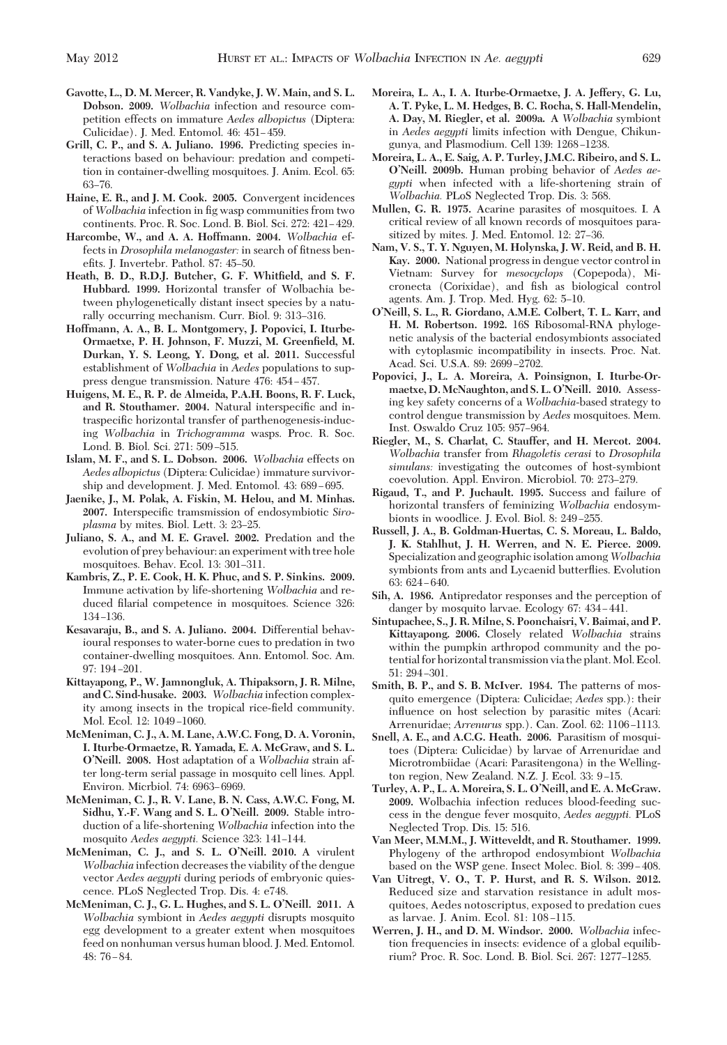**Gavotte, L., D. M. Mercer, R. Vandyke, J. W. Main, and S. L. Dobson. 2009.** *Wolbachia* infection and resource competition effects on immature *Aedes albopictus* (Diptera: Culicidae). J. Med. Entomol. 46: 451–459.

**Grill, C. P., and S. A. Juliano. 1996.** Predicting species interactions based on behaviour: predation and competition in container-dwelling mosquitoes. J. Anim. Ecol. 65: 63–76.

**Haine, E. R., and J. M. Cook. 2005.** Convergent incidences of *Wolbachia* infection in fig wasp communities from two continents. Proc. R. Soc. Lond. B. Biol. Sci. 272: 421–429.

**Harcombe, W., and A. A. Hoffmann. 2004.** *Wolbachia* effects in *Drosophila melanogaster:* in search of fitness benefits. J. Invertebr. Pathol. 87: 45–50.

**Heath, B. D., R.D.J. Butcher, G. F. Whitfield, and S. F. Hubbard. 1999.** Horizontal transfer of Wolbachia between phylogenetically distant insect species by a naturally occurring mechanism. Curr. Biol. 9: 313–316.

**Hoffmann, A. A., B. L. Montgomery, J. Popovici, I. Iturbe-Ormaetxe, P. H. Johnson, F. Muzzi, M. Greenfield, M. Durkan, Y. S. Leong, Y. Dong, et al. 2011.** Successful establishment of *Wolbachia* in *Aedes* populations to suppress dengue transmission. Nature 476: 454–457.

**Huigens, M. E., R. P. de Almeida, P.A.H. Boons, R. F. Luck, and R. Stouthamer. 2004.** Natural interspecific and intraspecific horizontal transfer of parthenogenesis-inducing *Wolbachia* in *Trichogramma* wasps. Proc. R. Soc. Lond. B. Biol. Sci. 271: 509–515.

**Islam, M. F., and S. L. Dobson. 2006.** *Wolbachia* effects on *Aedes albopictus* (Diptera: Culicidae) immature survivorship and development. J. Med. Entomol. 43: 689–695.

**Jaenike, J., M. Polak, A. Fiskin, M. Helou, and M. Minhas. 2007.** Interspecific transmission of endosymbiotic *Spiroplasma* by mites. Biol. Lett. 3: 23–25.

**Juliano, S. A., and M. E. Gravel. 2002.** Predation and the evolution of prey behaviour: an experiment with tree hole mosquitoes. Behav. Ecol. 13: 301–311.

**Kambris, Z., P. E. Cook, H. K. Phuc, and S. P. Sinkins. 2009.** Immune activation by life-shortening *Wolbachia* and reduced filarial competence in mosquitoes. Science 326: 134–136.

**Kesavaraju, B., and S. A. Juliano. 2004.** Differential behavioural responses to water-borne cues to predation in two container-dwelling mosquitoes. Ann. Entomol. Soc. Am. 97: 194–201.

**Kittayapong, P., W. Jamnongluk, A. Thipaksorn, J. R. Milne, and C. Sind-husake. 2003.** *Wolbachia* infection complexity among insects in the tropical rice-field community. Mol. Ecol. 12: 1049–1060.

**McMeniman, C. J., A. M. Lane, A.W.C. Fong, D. A. Voronin, I. Iturbe-Ormaetze, R. Yamada, E. A. McGraw, and S. L. O'Neill. 2008.** Host adaptation of a *Wolbachia* strain after long-term serial passage in mosquito cell lines. Appl. Environ. Micrbiol. 74: 6963–6969.

**McMeniman, C. J., R. V. Lane, B. N. Cass, A.W.C. Fong, M. Sidhu, Y.-F. Wang and S. L. O'Neill. 2009.** Stable introduction of a life-shortening *Wolbachia* infection into the mosquito *Aedes aegypti.* Science 323: 141–144.

**McMeniman, C. J., and S. L. O'Neill. 2010.** A virulent *Wolbachia* infection decreases the viability of the dengue vector *Aedes aegypti* during periods of embryonic quiescence. PLoS Neglected Trop. Dis. 4: e748.

**McMeniman, C. J., G. L. Hughes, and S. L. O'Neill. 2011.** A *Wolbachia* symbiont in *Aedes aegypti* disrupts mosquito egg development to a greater extent when mosquitoes feed on nonhuman versus human blood. J. Med. Entomol. 48: 76–84.

**Moreira, L. A., I. A. Iturbe-Ormaetxe, J. A. Jeffery, G. Lu, A. T. Pyke, L. M. Hedges, B. C. Rocha, S. Hall-Mendelin, A. Day, M. Riegler, et al. 2009a.** A *Wolbachia* symbiont in *Aedes aegypti* limits infection with Dengue, Chikungunya, and Plasmodium. Cell 139: 1268–1238.

**Moreira, L. A., E. Saig, A. P. Turley, J.M.C. Ribeiro, and S. L. O'Neill. 2009b.** Human probing behavior of *Aedes aegypti* when infected with a life-shortening strain of *Wolbachia.* PLoS Neglected Trop. Dis. 3: 568.

**Mullen, G. R. 1975.** Acarine parasites of mosquitoes. I. A critical review of all known records of mosquitoes parasitized by mites. J. Med. Entomol. 12: 27–36.

**Nam, V. S., T. Y. Nguyen, M. Holynska, J. W. Reid, and B. H. Kay. 2000.** National progress in dengue vector control in Vietnam: Survey for *mesocyclops* (Copepoda), Micronecta (Corixidae), and fish as biological control agents. Am. J. Trop. Med. Hyg. 62: 5–10.

**O'Neill, S. L., R. Giordano, A.M.E. Colbert, T. L. Karr, and H. M. Robertson. 1992.** 16S Ribosomal-RNA phylogenetic analysis of the bacterial endosymbionts associated with cytoplasmic incompatibility in insects. Proc. Nat. Acad. Sci. U.S.A. 89: 2699–2702.

**Popovici, J., L. A. Moreira, A. Poinsignon, I. Iturbe-Ormaetxe, D. McNaughton, and S. L. O'Neill. 2010.** Assessing key safety concerns of a *Wolbachia*-based strategy to control dengue transmission by *Aedes* mosquitoes. Mem. Inst. Oswaldo Cruz 105: 957–964.

**Riegler, M., S. Charlat, C. Stauffer, and H. Mercot. 2004.** *Wolbachia* transfer from *Rhagoletis cerasi* to *Drosophila simulans:* investigating the outcomes of host-symbiont coevolution. Appl. Environ. Microbiol. 70: 273–279.

**Rigaud, T., and P. Juchault. 1995.** Success and failure of horizontal transfers of feminizing *Wolbachia* endosymbionts in woodlice. J. Evol. Biol. 8: 249–255.

**Russell, J. A., B. Goldman-Huertas, C. S. Moreau, L. Baldo, J. K. Stahlhut, J. H. Werren, and N. E. Pierce. 2009.** Specialization and geographic isolation among *Wolbachia* symbionts from ants and Lycaenid butterflies. Evolution 63: 624–640.

**Sih, A. 1986.** Antipredator responses and the perception of danger by mosquito larvae. Ecology 67: 434–441.

**Sintupachee, S., J. R. Milne, S. Poonchaisri, V. Baimai, and P. Kittayapong. 2006.** Closely related *Wolbachia* strains within the pumpkin arthropod community and the potential for horizontal transmission via the plant. Mol. Ecol. 51: 294–301.

**Smith, B. P., and S. B. McIver. 1984.** The patterns of mosquito emergence (Diptera: Culicidae; *Aedes* spp.): their influence on host selection by parasitic mites (Acari: Arrenuridae; *Arrenurus* spp.). Can. Zool. 62: 1106–1113.

**Snell, A. E., and A.C.G. Heath. 2006.** Parasitism of mosquitoes (Diptera: Culicidae) by larvae of Arrenuridae and Microtrombiidae (Acari: Parasitengona) in the Wellington region, New Zealand. N.Z. J. Ecol. 33: 9–15.

**Turley, A. P., L. A. Moreira, S. L. O'Neill, and E. A. McGraw. 2009.** Wolbachia infection reduces blood-feeding success in the dengue fever mosquito, *Aedes aegypti.* PLoS Neglected Trop. Dis. 15: 516.

**Van Meer, M.M.M., J. Witteveldt, and R. Stouthamer. 1999.** Phylogeny of the arthropod endosymbiont *Wolbachia* based on the WSP gene. Insect Molec. Biol. 8: 399–408.

**Van Uitregt, V. O., T. P. Hurst, and R. S. Wilson. 2012.** Reduced size and starvation resistance in adult mosquitoes, Aedes notoscriptus, exposed to predation cues as larvae. J. Anim. Ecol. 81: 108–115.

**Werren, J. H., and D. M. Windsor. 2000.** *Wolbachia* infection frequencies in insects: evidence of a global equilibrium? Proc. R. Soc. Lond. B. Biol. Sci. 267: 1277–1285.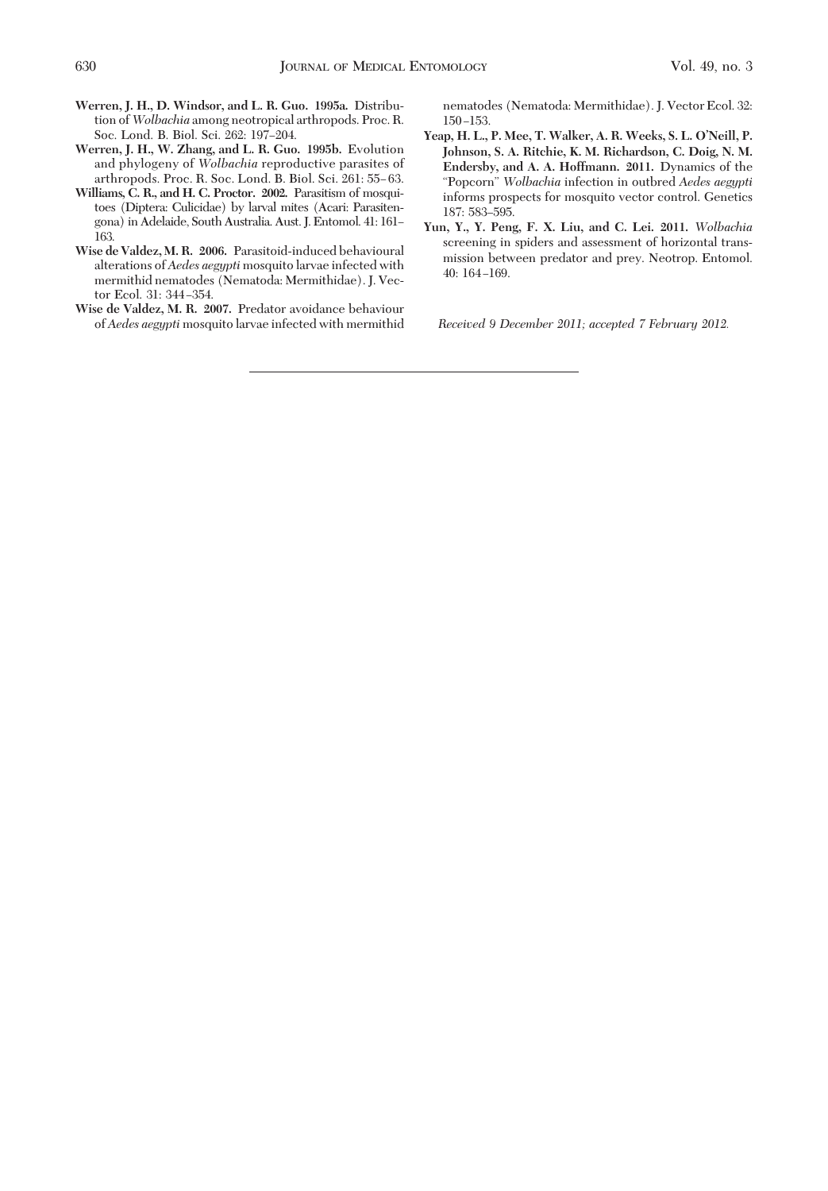**Werren, J. H., D. Windsor, and L. R. Guo. 1995a.** Distribution of *Wolbachia* among neotropical arthropods. Proc. R. Soc. Lond. B. Biol. Sci. 262: 197–204.

**Werren, J. H., W. Zhang, and L. R. Guo. 1995b.** Evolution and phylogeny of *Wolbachia* reproductive parasites of arthropods. Proc. R. Soc. Lond. B. Biol. Sci. 261: 55–63.

**Williams, C. R., and H. C. Proctor. 2002.** Parasitism of mosquitoes (Diptera: Culicidae) by larval mites (Acari: Parasitengona) in Adelaide, South Australia. Aust. J. Entomol. 41: 161–163.

**Wise de Valdez, M. R. 2006.** Parasitoid-induced behavioural alterations of *Aedes aegypti* mosquito larvae infected with mermithid nematodes (Nematoda: Mermithidae). J. Vector Ecol. 31: 344–354.

**Wise de Valdez, M. R. 2007.** Predator avoidance behaviour of *Aedes aegypti* mosquito larvae infected with mermithid nematodes (Nematoda: Mermithidae). J. Vector Ecol. 32: 150–153.

**Yeap, H. L., P. Mee, T. Walker, A. R. Weeks, S. L. O'Neill, P. Johnson, S. A. Ritchie, K. M. Richardson, C. Doig, N. M. Endersby, and A. A. Hoffmann. 2011.** Dynamics of the "Popcorn" *Wolbachia* infection in outbred *Aedes aegypti* informs prospects for mosquito vector control. Genetics 187: 583–595.

**Yun, Y., Y. Peng, F. X. Liu, and C. Lei. 2011.** *Wolbachia* screening in spiders and assessment of horizontal transmission between predator and prey. Neotrop. Entomol. 40: 164–169.

*Received 9 December 2011; accepted 7 February 2012.*